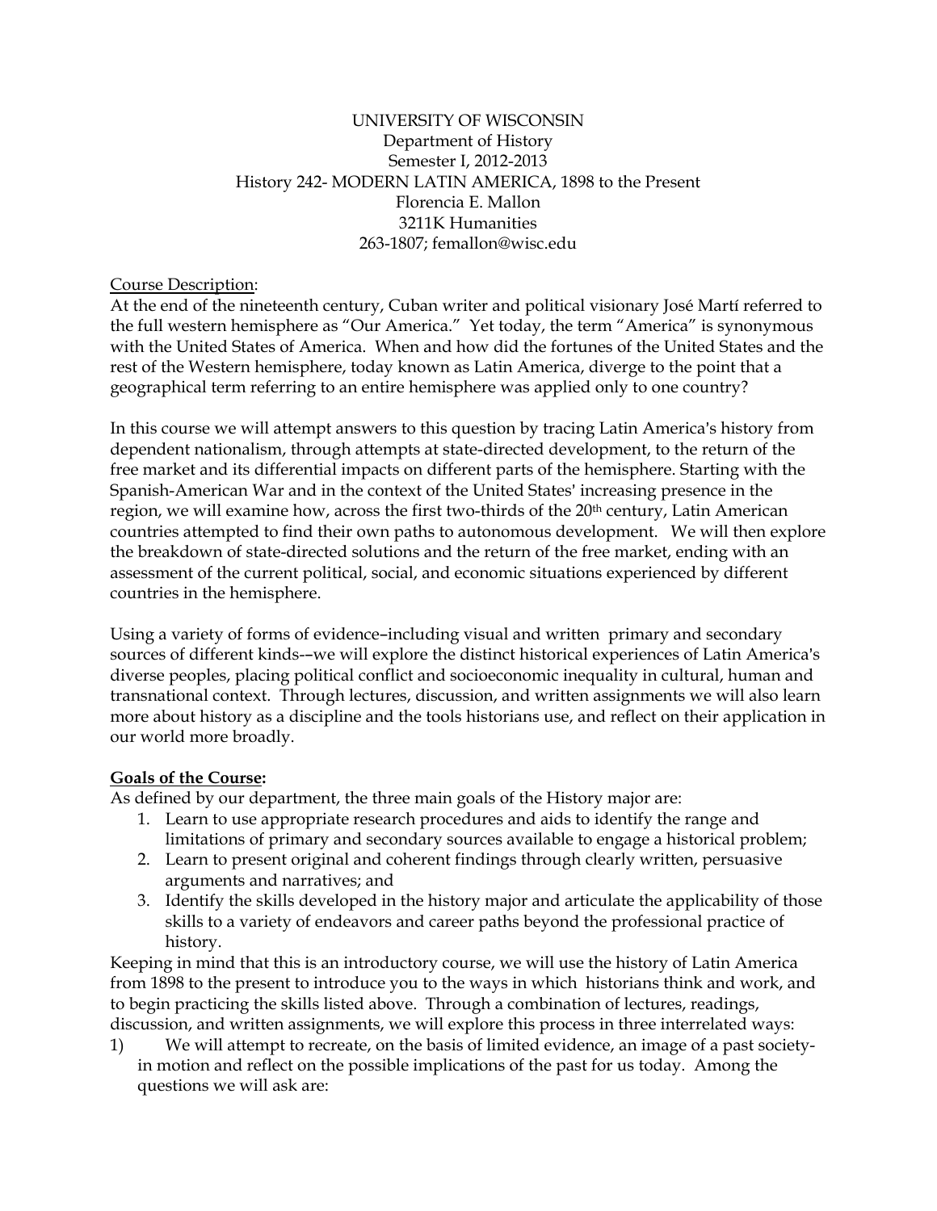UNIVERSITY OF WISCONSIN
Department of History
Semester I, 2012-2013
History 242- MODERN LATIN AMERICA, 1898 to the Present
Florencia E. Mallon
3211K Humanities
263-1807; femallon@wisc.edu

Course Description:

At the end of the nineteenth century, Cuban writer and political visionary José Martí referred to the full western hemisphere as "Our America." Yet today, the term "America" is synonymous with the United States of America. When and how did the fortunes of the United States and the rest of the Western hemisphere, today known as Latin America, diverge to the point that a geographical term referring to an entire hemisphere was applied only to one country?

In this course we will attempt answers to this question by tracing Latin America's history from dependent nationalism, through attempts at state-directed development, to the return of the free market and its differential impacts on different parts of the hemisphere. Starting with the Spanish-American War and in the context of the United States' increasing presence in the region, we will examine how, across the first two-thirds of the 20th century, Latin American countries attempted to find their own paths to autonomous development. We will then explore the breakdown of state-directed solutions and the return of the free market, ending with an assessment of the current political, social, and economic situations experienced by different countries in the hemisphere.

Using a variety of forms of evidence–including visual and written primary and secondary sources of different kinds-–we will explore the distinct historical experiences of Latin America's diverse peoples, placing political conflict and socioeconomic inequality in cultural, human and transnational context. Through lectures, discussion, and written assignments we will also learn more about history as a discipline and the tools historians use, and reflect on their application in our world more broadly.

**Goals of the Course:**

As defined by our department, the three main goals of the History major are:

1. Learn to use appropriate research procedures and aids to identify the range and limitations of primary and secondary sources available to engage a historical problem;
2. Learn to present original and coherent findings through clearly written, persuasive arguments and narratives; and
3. Identify the skills developed in the history major and articulate the applicability of those skills to a variety of endeavors and career paths beyond the professional practice of history.

Keeping in mind that this is an introductory course, we will use the history of Latin America from 1898 to the present to introduce you to the ways in which historians think and work, and to begin practicing the skills listed above. Through a combination of lectures, readings, discussion, and written assignments, we will explore this process in three interrelated ways:

1) We will attempt to recreate, on the basis of limited evidence, an image of a past society-in motion and reflect on the possible implications of the past for us today. Among the questions we will ask are: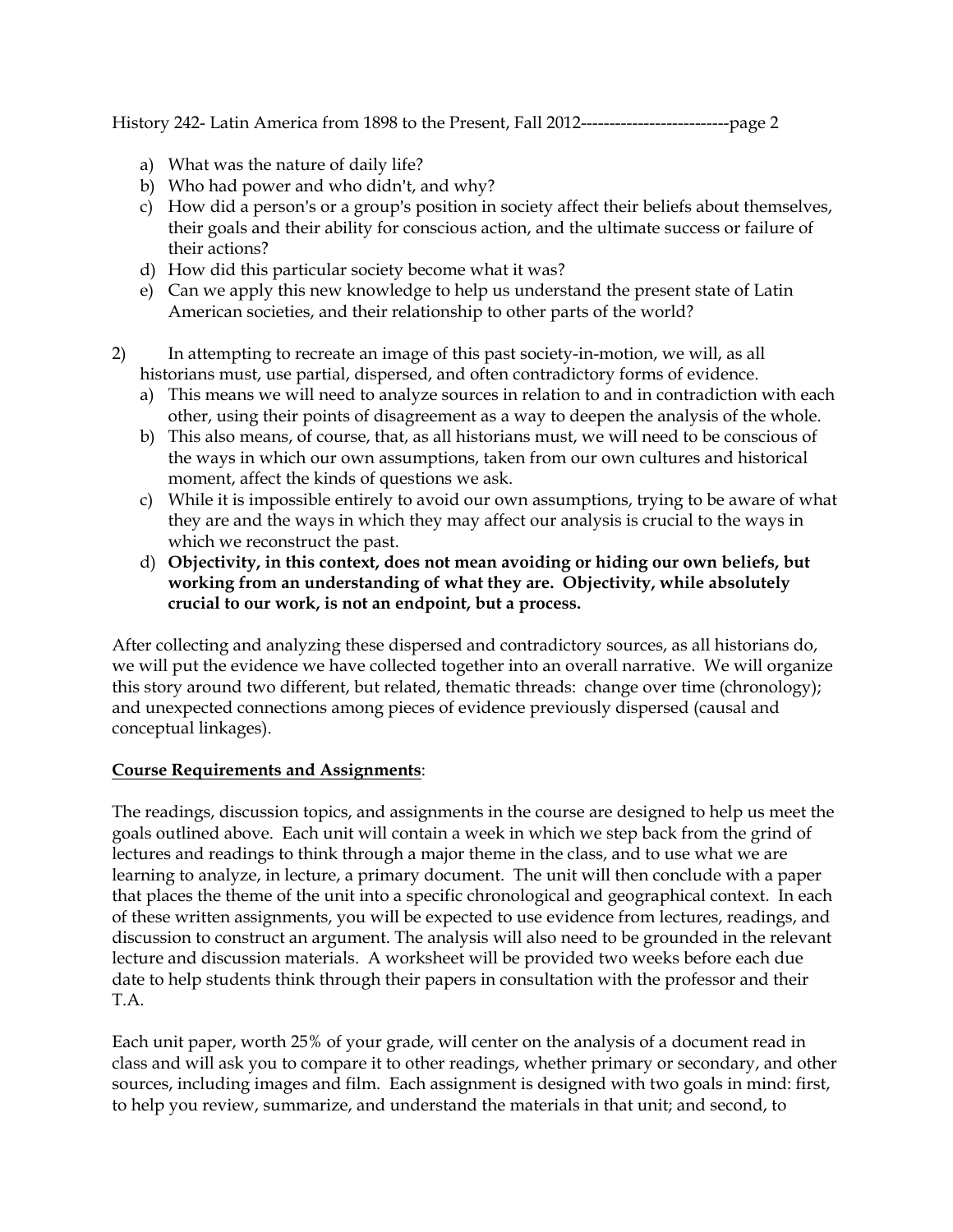a) What was the nature of daily life?
b) Who had power and who didn't, and why?
c) How did a person's or a group's position in society affect their beliefs about themselves, their goals and their ability for conscious action, and the ultimate success or failure of their actions?
d) How did this particular society become what it was?
e) Can we apply this new knowledge to help us understand the present state of Latin American societies, and their relationship to other parts of the world?

2) In attempting to recreate an image of this past society-in-motion, we will, as all historians must, use partial, dispersed, and often contradictory forms of evidence.
   a) This means we will need to analyze sources in relation to and in contradiction with each other, using their points of disagreement as a way to deepen the analysis of the whole.
   b) This also means, of course, that, as all historians must, we will need to be conscious of the ways in which our own assumptions, taken from our own cultures and historical moment, affect the kinds of questions we ask.
   c) While it is impossible entirely to avoid our own assumptions, trying to be aware of what they are and the ways in which they may affect our analysis is crucial to the ways in which we reconstruct the past.
   d) **Objectivity, in this context, does not mean avoiding or hiding our own beliefs, but working from an understanding of what they are. Objectivity, while absolutely crucial to our work, is not an endpoint, but a process.**

After collecting and analyzing these dispersed and contradictory sources, as all historians do, we will put the evidence we have collected together into an overall narrative. We will organize this story around two different, but related, thematic threads: change over time (chronology); and unexpected connections among pieces of evidence previously dispersed (causal and conceptual linkages).

**<u>Course Requirements and Assignments</u>**:

The readings, discussion topics, and assignments in the course are designed to help us meet the goals outlined above. Each unit will contain a week in which we step back from the grind of lectures and readings to think through a major theme in the class, and to use what we are learning to analyze, in lecture, a primary document. The unit will then conclude with a paper that places the theme of the unit into a specific chronological and geographical context. In each of these written assignments, you will be expected to use evidence from lectures, readings, and discussion to construct an argument. The analysis will also need to be grounded in the relevant lecture and discussion materials. A worksheet will be provided two weeks before each due date to help students think through their papers in consultation with the professor and their T.A.

Each unit paper, worth 25% of your grade, will center on the analysis of a document read in class and will ask you to compare it to other readings, whether primary or secondary, and other sources, including images and film. Each assignment is designed with two goals in mind: first, to help you review, summarize, and understand the materials in that unit; and second, to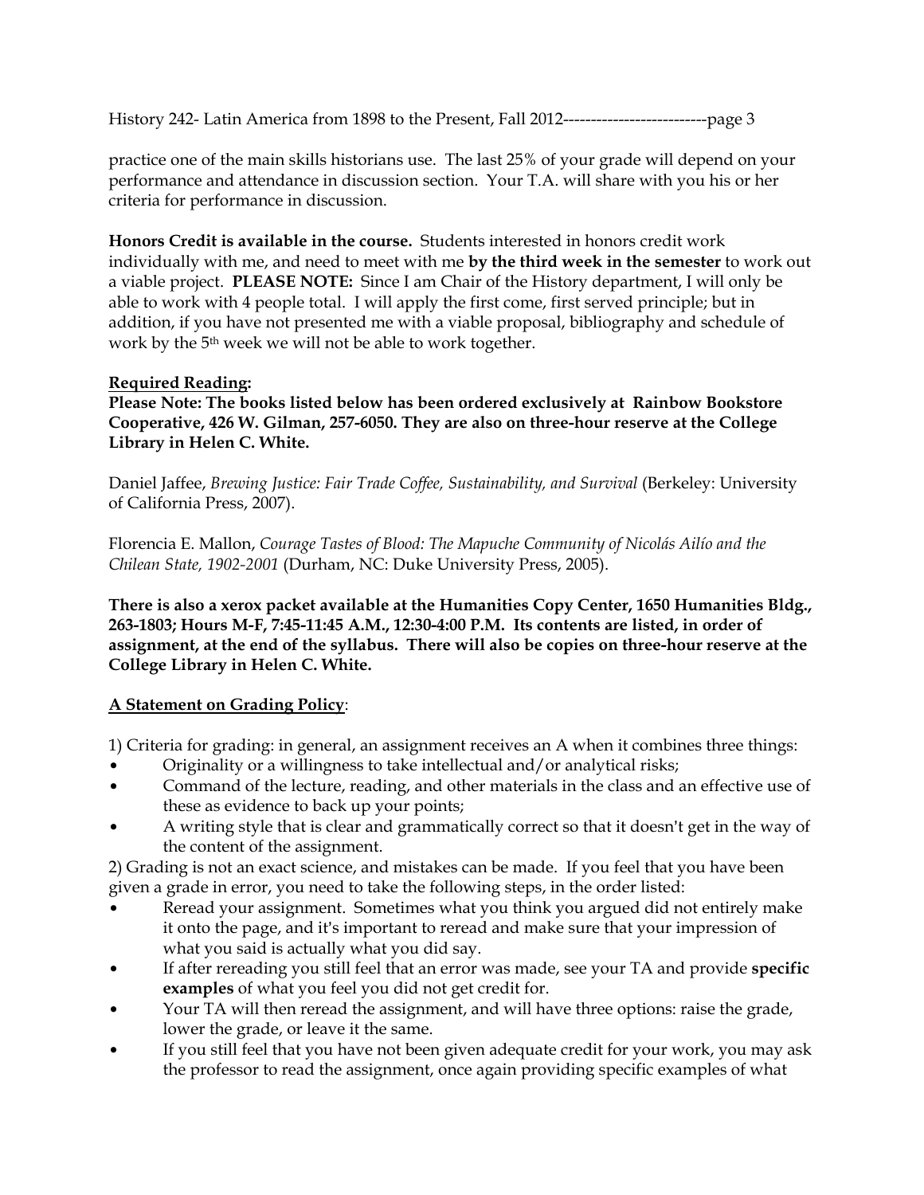practice one of the main skills historians use. The last 25% of your grade will depend on your performance and attendance in discussion section. Your T.A. will share with you his or her criteria for performance in discussion.

**Honors Credit is available in the course.** Students interested in honors credit work individually with me, and need to meet with me **by the third week in the semester** to work out a viable project. **PLEASE NOTE:** Since I am Chair of the History department, I will only be able to work with 4 people total. I will apply the first come, first served principle; but in addition, if you have not presented me with a viable proposal, bibliography and schedule of work by the 5th week we will not be able to work together.

**Required Reading:**

**Please Note: The books listed below has been ordered exclusively at Rainbow Bookstore Cooperative, 426 W. Gilman, 257-6050. They are also on three-hour reserve at the College Library in Helen C. White.**

Daniel Jaffee, *Brewing Justice: Fair Trade Coffee, Sustainability, and Survival* (Berkeley: University of California Press, 2007).

Florencia E. Mallon, *Courage Tastes of Blood: The Mapuche Community of Nicolás Ailío and the Chilean State, 1902-2001* (Durham, NC: Duke University Press, 2005).

**There is also a xerox packet available at the Humanities Copy Center, 1650 Humanities Bldg., 263-1803; Hours M-F, 7:45-11:45 A.M., 12:30-4:00 P.M. Its contents are listed, in order of assignment, at the end of the syllabus. There will also be copies on three-hour reserve at the College Library in Helen C. White.**

**A Statement on Grading Policy**:

1) Criteria for grading: in general, an assignment receives an A when it combines three things:

- Originality or a willingness to take intellectual and/or analytical risks;
- Command of the lecture, reading, and other materials in the class and an effective use of these as evidence to back up your points;
- A writing style that is clear and grammatically correct so that it doesn't get in the way of the content of the assignment.

2) Grading is not an exact science, and mistakes can be made. If you feel that you have been given a grade in error, you need to take the following steps, in the order listed:

- Reread your assignment. Sometimes what you think you argued did not entirely make it onto the page, and it's important to reread and make sure that your impression of what you said is actually what you did say.
- If after rereading you still feel that an error was made, see your TA and provide **specific examples** of what you feel you did not get credit for.
- Your TA will then reread the assignment, and will have three options: raise the grade, lower the grade, or leave it the same.
- If you still feel that you have not been given adequate credit for your work, you may ask the professor to read the assignment, once again providing specific examples of what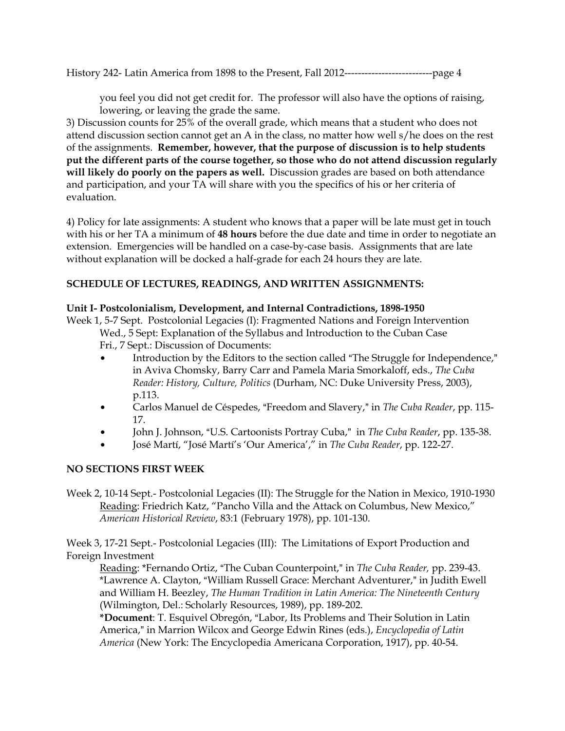you feel you did not get credit for. The professor will also have the options of raising, lowering, or leaving the grade the same.

3) Discussion counts for 25% of the overall grade, which means that a student who does not attend discussion section cannot get an A in the class, no matter how well s/he does on the rest of the assignments. **Remember, however, that the purpose of discussion is to help students put the different parts of the course together, so those who do not attend discussion regularly will likely do poorly on the papers as well.** Discussion grades are based on both attendance and participation, and your TA will share with you the specifics of his or her criteria of evaluation.

4) Policy for late assignments: A student who knows that a paper will be late must get in touch with his or her TA a minimum of **48 hours** before the due date and time in order to negotiate an extension. Emergencies will be handled on a case-by-case basis. Assignments that are late without explanation will be docked a half-grade for each 24 hours they are late.

## SCHEDULE OF LECTURES, READINGS, AND WRITTEN ASSIGNMENTS:

### Unit I- Postcolonialism, Development, and Internal Contradictions, 1898-1950

Week 1, 5-7 Sept. Postcolonial Legacies (I): Fragmented Nations and Foreign Intervention

Wed., 5 Sept: Explanation of the Syllabus and Introduction to the Cuban Case

Fri., 7 Sept.: Discussion of Documents:

- Introduction by the Editors to the section called "The Struggle for Independence," in Aviva Chomsky, Barry Carr and Pamela Maria Smorkaloff, eds., *The Cuba Reader: History, Culture, Politics* (Durham, NC: Duke University Press, 2003), p.113.
- Carlos Manuel de Céspedes, "Freedom and Slavery," in *The Cuba Reader*, pp. 115-17.
- John J. Johnson, "U.S. Cartoonists Portray Cuba," in *The Cuba Reader*, pp. 135-38.
- José Martí, "José Martí's 'Our America'," in *The Cuba Reader*, pp. 122-27.

**NO SECTIONS FIRST WEEK**

Week 2, 10-14 Sept.- Postcolonial Legacies (II): The Struggle for the Nation in Mexico, 1910-1930

Reading: Friedrich Katz, "Pancho Villa and the Attack on Columbus, New Mexico," *American Historical Review*, 83:1 (February 1978), pp. 101-130.

Week 3, 17-21 Sept.- Postcolonial Legacies (III): The Limitations of Export Production and Foreign Investment

Reading: *Fernando Ortiz, "The Cuban Counterpoint," in *The Cuba Reader,* pp. 239-43. *Lawrence A. Clayton, "William Russell Grace: Merchant Adventurer," in Judith Ewell and William H. Beezley, *The Human Tradition in Latin America: The Nineteenth Century* (Wilmington, Del.: Scholarly Resources, 1989), pp. 189-202.

***Document**: T. Esquivel Obregón, "Labor, Its Problems and Their Solution in Latin America," in Marrion Wilcox and George Edwin Rines (eds.), *Encyclopedia of Latin America* (New York: The Encyclopedia Americana Corporation, 1917), pp. 40-54.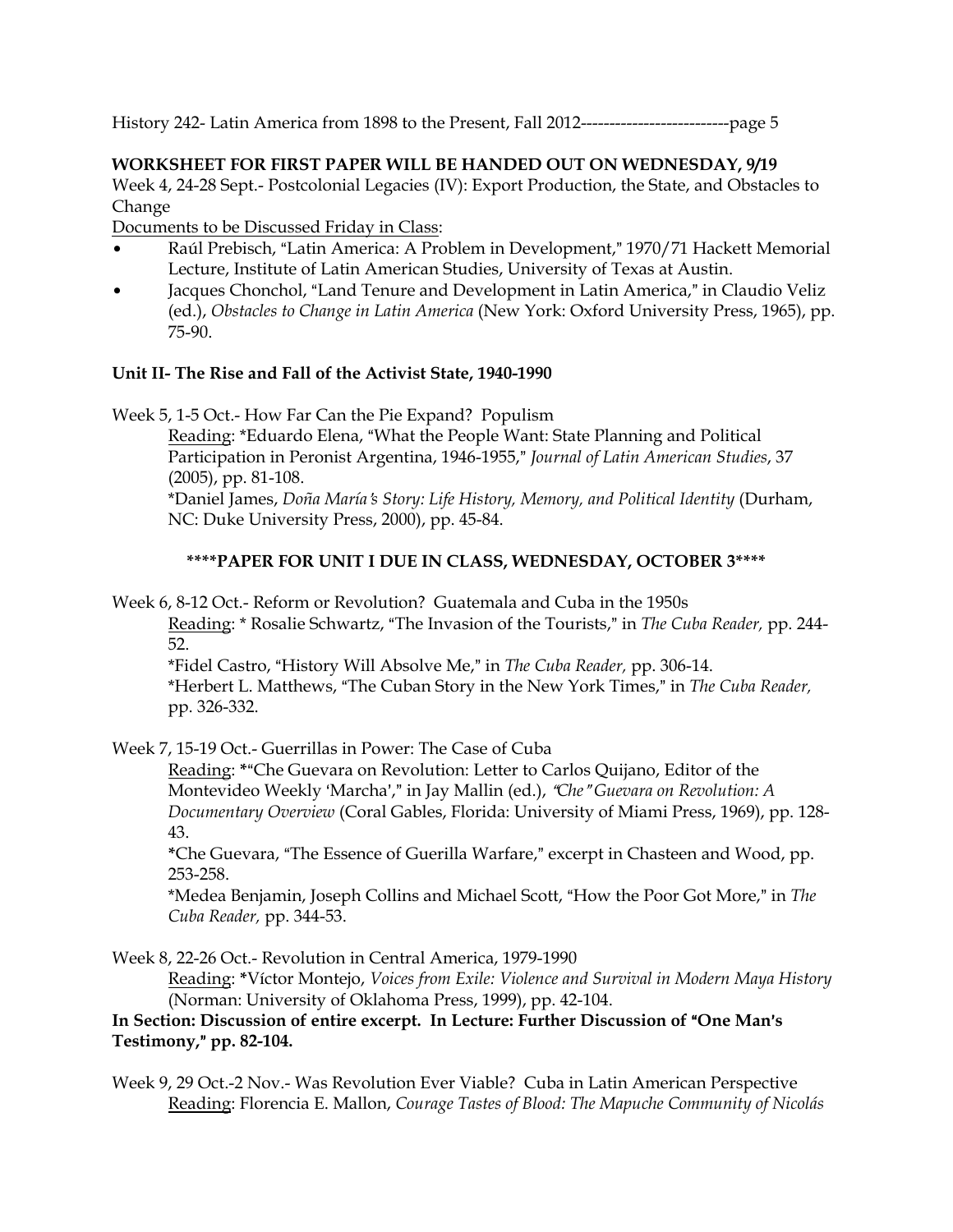**WORKSHEET FOR FIRST PAPER WILL BE HANDED OUT ON WEDNESDAY, 9/19**

Week 4, 24-28 Sept.- Postcolonial Legacies (IV): Export Production, the State, and Obstacles to Change

Documents to be Discussed Friday in Class:

- Raúl Prebisch, "Latin America: A Problem in Development," 1970/71 Hackett Memorial Lecture, Institute of Latin American Studies, University of Texas at Austin.
- Jacques Chonchol, "Land Tenure and Development in Latin America," in Claudio Veliz (ed.), *Obstacles to Change in Latin America* (New York: Oxford University Press, 1965), pp. 75-90.

**Unit II- The Rise and Fall of the Activist State, 1940-1990**

Week 5, 1-5 Oct.- How Far Can the Pie Expand? Populism

Reading: *Eduardo Elena, "What the People Want: State Planning and Political Participation in Peronist Argentina, 1946-1955," *Journal of Latin American Studies*, 37 (2005), pp. 81-108.

*Daniel James, *Doña María's Story: Life History, Memory, and Political Identity* (Durham, NC: Duke University Press, 2000), pp. 45-84.

**\*\*\*\*PAPER FOR UNIT I DUE IN CLASS, WEDNESDAY, OCTOBER 3\*\*\*\***

Week 6, 8-12 Oct.- Reform or Revolution? Guatemala and Cuba in the 1950s

Reading: * Rosalie Schwartz, "The Invasion of the Tourists," in *The Cuba Reader,* pp. 244-52.

*Fidel Castro, "History Will Absolve Me," in *The Cuba Reader,* pp. 306-14.

*Herbert L. Matthews, "The Cuban Story in the New York Times," in *The Cuba Reader,* pp. 326-332.

Week 7, 15-19 Oct.- Guerrillas in Power: The Case of Cuba

Reading: *"Che Guevara on Revolution: Letter to Carlos Quijano, Editor of the Montevideo Weekly 'Marcha'," in Jay Mallin (ed.), *"Che" Guevara on Revolution: A Documentary Overview* (Coral Gables, Florida: University of Miami Press, 1969), pp. 128-43.

*Che Guevara, "The Essence of Guerilla Warfare," excerpt in Chasteen and Wood, pp. 253-258.

*Medea Benjamin, Joseph Collins and Michael Scott, "How the Poor Got More," in *The Cuba Reader,* pp. 344-53.

Week 8, 22-26 Oct.- Revolution in Central America, 1979-1990

Reading: *Víctor Montejo, *Voices from Exile: Violence and Survival in Modern Maya History* (Norman: University of Oklahoma Press, 1999), pp. 42-104.

**In Section: Discussion of entire excerpt. In Lecture: Further Discussion of "One Man's Testimony," pp. 82-104.**

Week 9, 29 Oct.-2 Nov.- Was Revolution Ever Viable? Cuba in Latin American Perspective

Reading: Florencia E. Mallon, *Courage Tastes of Blood: The Mapuche Community of Nicolás*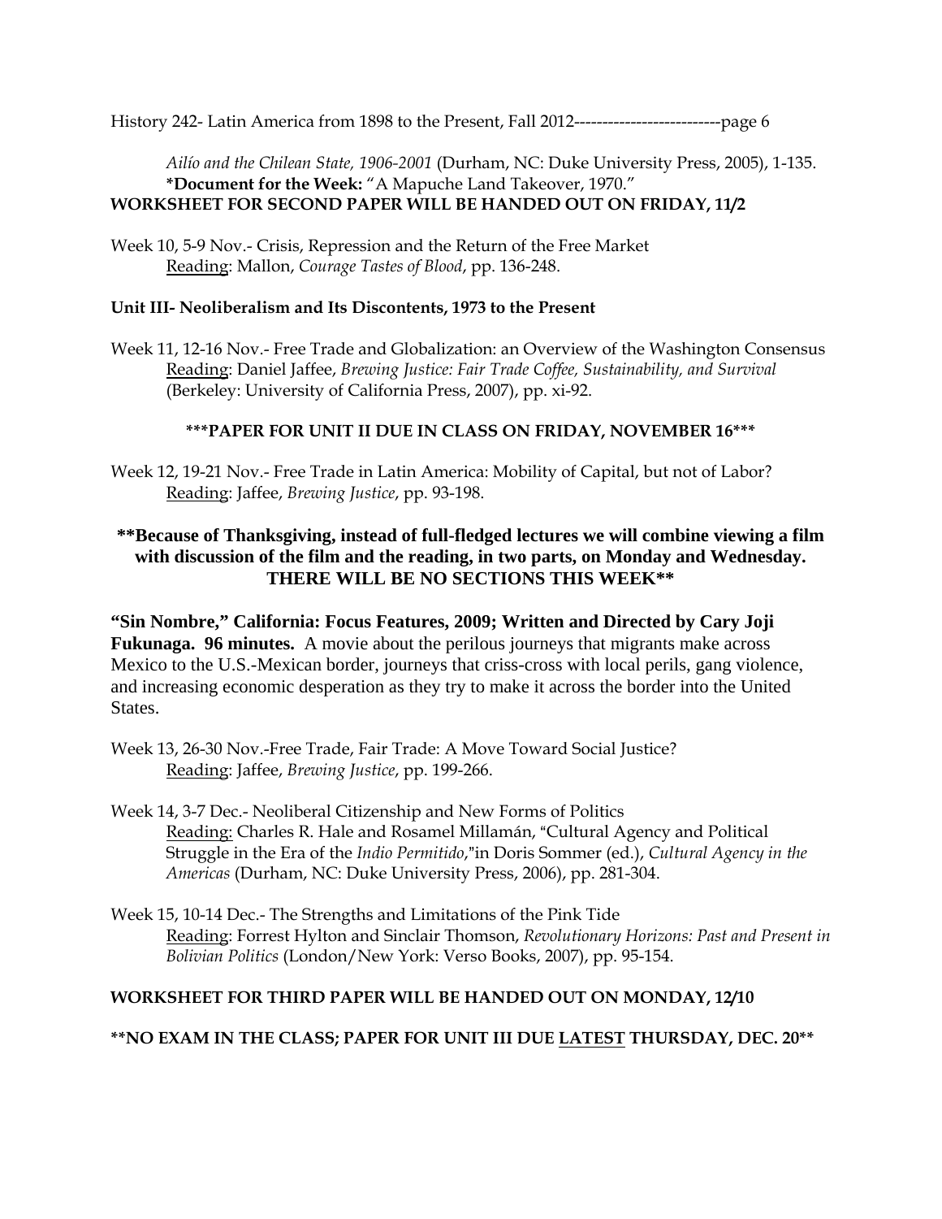*Ailío and the Chilean State, 1906-2001* (Durham, NC: Duke University Press, 2005), 1-135.
**\*Document for the Week:** "A Mapuche Land Takeover, 1970."

**WORKSHEET FOR SECOND PAPER WILL BE HANDED OUT ON FRIDAY, 11/2**

Week 10, 5-9 Nov.- Crisis, Repression and the Return of the Free Market
Reading: Mallon, *Courage Tastes of Blood*, pp. 136-248.

**Unit III- Neoliberalism and Its Discontents, 1973 to the Present**

Week 11, 12-16 Nov.- Free Trade and Globalization: an Overview of the Washington Consensus
Reading: Daniel Jaffee, *Brewing Justice: Fair Trade Coffee, Sustainability, and Survival* (Berkeley: University of California Press, 2007), pp. xi-92.

**\*\*\*PAPER FOR UNIT II DUE IN CLASS ON FRIDAY, NOVEMBER 16\*\*\***

Week 12, 19-21 Nov.- Free Trade in Latin America: Mobility of Capital, but not of Labor?
Reading: Jaffee, *Brewing Justice*, pp. 93-198.

**\*\*Because of Thanksgiving, instead of full-fledged lectures we will combine viewing a film with discussion of the film and the reading, in two parts, on Monday and Wednesday. THERE WILL BE NO SECTIONS THIS WEEK\*\***

**"Sin Nombre," California: Focus Features, 2009; Written and Directed by Cary Joji Fukunaga. 96 minutes.** A movie about the perilous journeys that migrants make across Mexico to the U.S.-Mexican border, journeys that criss-cross with local perils, gang violence, and increasing economic desperation as they try to make it across the border into the United States.

Week 13, 26-30 Nov.-Free Trade, Fair Trade: A Move Toward Social Justice?
Reading: Jaffee, *Brewing Justice*, pp. 199-266.

Week 14, 3-7 Dec.- Neoliberal Citizenship and New Forms of Politics
Reading: Charles R. Hale and Rosamel Millamán, "Cultural Agency and Political Struggle in the Era of the *Indio Permitido*,"in Doris Sommer (ed.), *Cultural Agency in the Americas* (Durham, NC: Duke University Press, 2006), pp. 281-304.

Week 15, 10-14 Dec.- The Strengths and Limitations of the Pink Tide
Reading: Forrest Hylton and Sinclair Thomson, *Revolutionary Horizons: Past and Present in Bolivian Politics* (London/New York: Verso Books, 2007), pp. 95-154.

**WORKSHEET FOR THIRD PAPER WILL BE HANDED OUT ON MONDAY, 12/10**

**\*\*NO EXAM IN THE CLASS; PAPER FOR UNIT III DUE LATEST THURSDAY, DEC. 20\*\***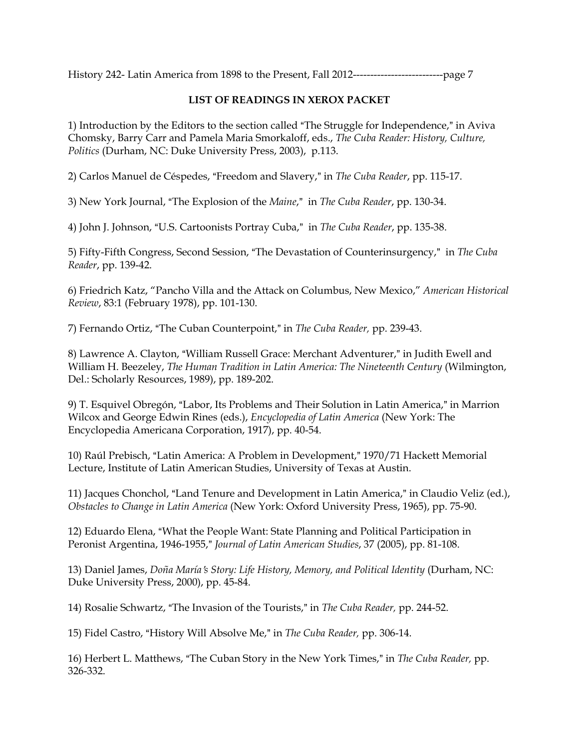## LIST OF READINGS IN XEROX PACKET

1) Introduction by the Editors to the section called "The Struggle for Independence," in Aviva Chomsky, Barry Carr and Pamela Maria Smorkaloff, eds., *The Cuba Reader: History, Culture, Politics* (Durham, NC: Duke University Press, 2003), p.113.

2) Carlos Manuel de Céspedes, "Freedom and Slavery," in *The Cuba Reader*, pp. 115-17.

3) New York Journal, "The Explosion of the *Maine*," in *The Cuba Reader*, pp. 130-34.

4) John J. Johnson, "U.S. Cartoonists Portray Cuba," in *The Cuba Reader*, pp. 135-38.

5) Fifty-Fifth Congress, Second Session, "The Devastation of Counterinsurgency," in *The Cuba Reader*, pp. 139-42.

6) Friedrich Katz, "Pancho Villa and the Attack on Columbus, New Mexico," *American Historical Review*, 83:1 (February 1978), pp. 101-130.

7) Fernando Ortiz, "The Cuban Counterpoint," in *The Cuba Reader,* pp. 239-43.

8) Lawrence A. Clayton, "William Russell Grace: Merchant Adventurer," in Judith Ewell and William H. Beezeley, *The Human Tradition in Latin America: The Nineteenth Century* (Wilmington, Del.: Scholarly Resources, 1989), pp. 189-202.

9) T. Esquivel Obregón, "Labor, Its Problems and Their Solution in Latin America," in Marrion Wilcox and George Edwin Rines (eds.), *Encyclopedia of Latin America* (New York: The Encyclopedia Americana Corporation, 1917), pp. 40-54.

10) Raúl Prebisch, "Latin America: A Problem in Development," 1970/71 Hackett Memorial Lecture, Institute of Latin American Studies, University of Texas at Austin.

11) Jacques Chonchol, "Land Tenure and Development in Latin America," in Claudio Veliz (ed.), *Obstacles to Change in Latin America* (New York: Oxford University Press, 1965), pp. 75-90.

12) Eduardo Elena, "What the People Want: State Planning and Political Participation in Peronist Argentina, 1946-1955," *Journal of Latin American Studies*, 37 (2005), pp. 81-108.

13) Daniel James, *Doña María's Story: Life History, Memory, and Political Identity* (Durham, NC: Duke University Press, 2000), pp. 45-84.

14) Rosalie Schwartz, "The Invasion of the Tourists," in *The Cuba Reader,* pp. 244-52.

15) Fidel Castro, "History Will Absolve Me," in *The Cuba Reader,* pp. 306-14.

16) Herbert L. Matthews, "The Cuban Story in the New York Times," in *The Cuba Reader,* pp. 326-332.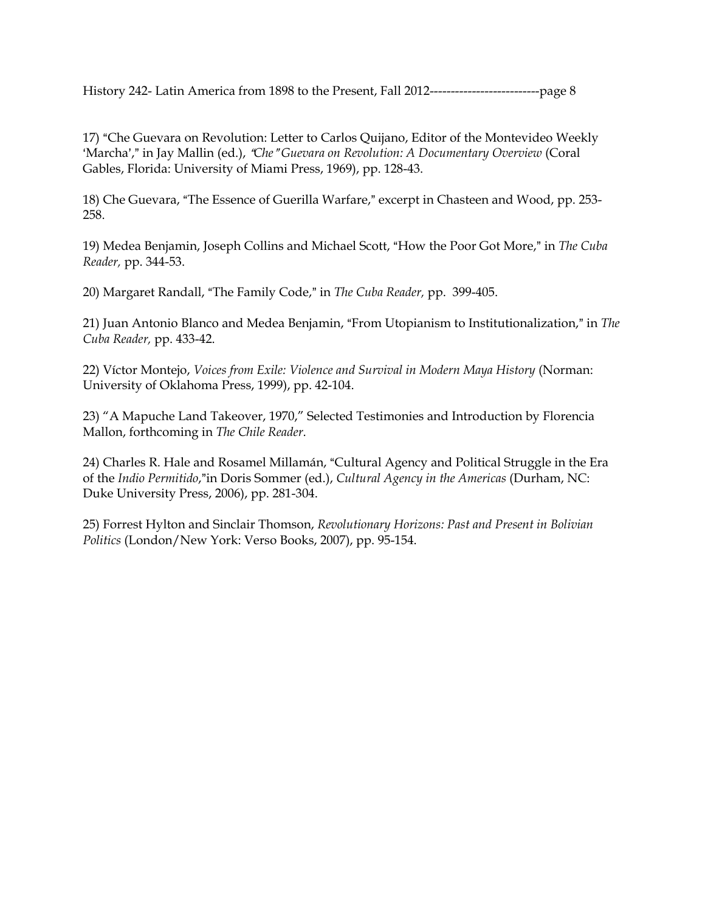17) "Che Guevara on Revolution: Letter to Carlos Quijano, Editor of the Montevideo Weekly 'Marcha'," in Jay Mallin (ed.), *"Che" Guevara on Revolution: A Documentary Overview* (Coral Gables, Florida: University of Miami Press, 1969), pp. 128-43.

18) Che Guevara, "The Essence of Guerilla Warfare," excerpt in Chasteen and Wood, pp. 253-258.

19) Medea Benjamin, Joseph Collins and Michael Scott, "How the Poor Got More," in *The Cuba Reader,* pp. 344-53.

20) Margaret Randall, "The Family Code," in *The Cuba Reader,* pp. 399-405.

21) Juan Antonio Blanco and Medea Benjamin, "From Utopianism to Institutionalization," in *The Cuba Reader,* pp. 433-42.

22) Víctor Montejo, *Voices from Exile: Violence and Survival in Modern Maya History* (Norman: University of Oklahoma Press, 1999), pp. 42-104.

23) "A Mapuche Land Takeover, 1970," Selected Testimonies and Introduction by Florencia Mallon, forthcoming in *The Chile Reader*.

24) Charles R. Hale and Rosamel Millamán, "Cultural Agency and Political Struggle in the Era of the *Indio Permitido*,"in Doris Sommer (ed.), *Cultural Agency in the Americas* (Durham, NC: Duke University Press, 2006), pp. 281-304.

25) Forrest Hylton and Sinclair Thomson, *Revolutionary Horizons: Past and Present in Bolivian Politics* (London/New York: Verso Books, 2007), pp. 95-154.